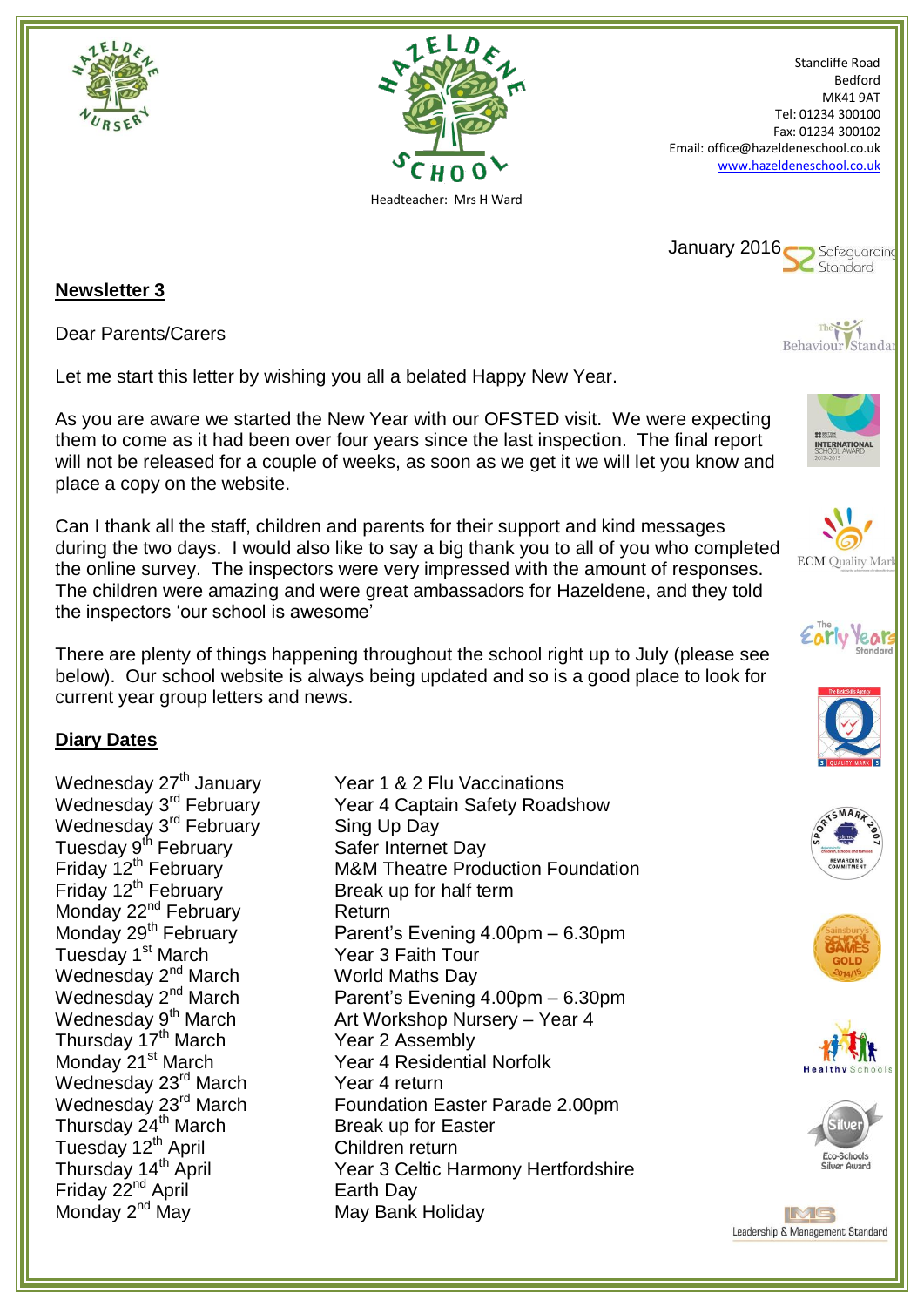Stancliffe Road
Bedford
MK41 9AT
Tel: 01234 300100
Fax: 01234 300102
Email: office@hazeldeneschool.co.uk
www.hazeldeneschool.co.uk

Headteacher: Mrs H Ward

January 2016

## Newsletter 3

Dear Parents/Carers

Let me start this letter by wishing you all a belated Happy New Year.

As you are aware we started the New Year with our OFSTED visit. We were expecting them to come as it had been over four years since the last inspection. The final report will not be released for a couple of weeks, as soon as we get it we will let you know and place a copy on the website.

Can I thank all the staff, children and parents for their support and kind messages during the two days. I would also like to say a big thank you to all of you who completed the online survey. The inspectors were very impressed with the amount of responses. The children were amazing and were great ambassadors for Hazeldene, and they told the inspectors 'our school is awesome'

There are plenty of things happening throughout the school right up to July (please see below). Our school website is always being updated and so is a good place to look for current year group letters and news.

## Diary Dates

| | |
|---|---|
| Wednesday 27th January | Year 1 & 2 Flu Vaccinations |
| Wednesday 3rd February | Year 4 Captain Safety Roadshow |
| Wednesday 3rd February | Sing Up Day |
| Tuesday 9th February | Safer Internet Day |
| Friday 12th February | M&M Theatre Production Foundation |
| Friday 12th February | Break up for half term |
| Monday 22nd February | Return |
| Monday 29th February | Parent's Evening 4.00pm – 6.30pm |
| Tuesday 1st March | Year 3 Faith Tour |
| Wednesday 2nd March | World Maths Day |
| Wednesday 2nd March | Parent's Evening 4.00pm – 6.30pm |
| Wednesday 9th March | Art Workshop Nursery – Year 4 |
| Thursday 17th March | Year 2 Assembly |
| Monday 21st March | Year 4 Residential Norfolk |
| Wednesday 23rd March | Year 4 return |
| Wednesday 23rd March | Foundation Easter Parade 2.00pm |
| Thursday 24th March | Break up for Easter |
| Tuesday 12th April | Children return |
| Thursday 14th April | Year 3 Celtic Harmony Hertfordshire |
| Friday 22nd April | Earth Day |
| Monday 2nd May | May Bank Holiday |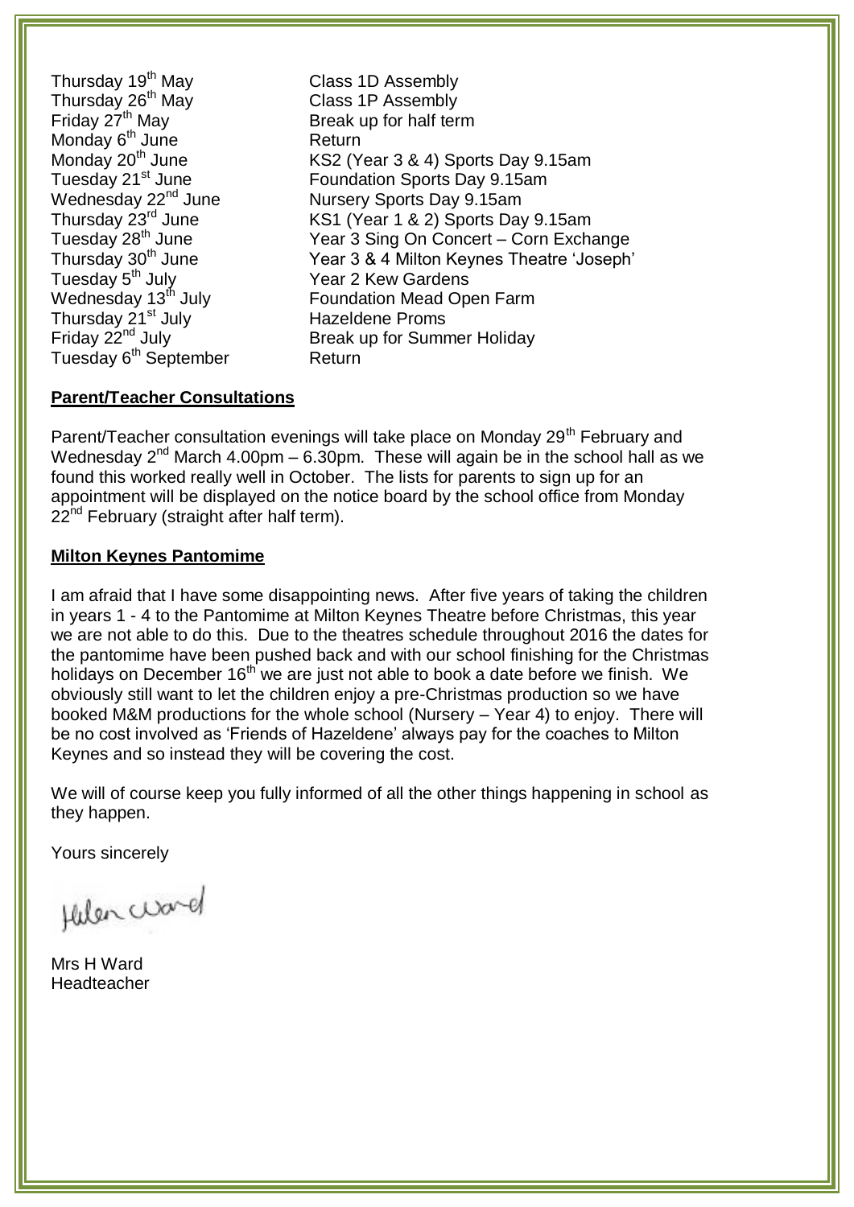| | |
|---|---|
| Thursday 19th May | Class 1D Assembly |
| Thursday 26th May | Class 1P Assembly |
| Friday 27th May | Break up for half term |
| Monday 6th June | Return |
| Monday 20th June | KS2 (Year 3 & 4) Sports Day 9.15am |
| Tuesday 21st June | Foundation Sports Day 9.15am |
| Wednesday 22nd June | Nursery Sports Day 9.15am |
| Thursday 23rd June | KS1 (Year 1 & 2) Sports Day 9.15am |
| Tuesday 28th June | Year 3 Sing On Concert – Corn Exchange |
| Thursday 30th June | Year 3 & 4 Milton Keynes Theatre 'Joseph' |
| Tuesday 5th July | Year 2 Kew Gardens |
| Wednesday 13th July | Foundation Mead Open Farm |
| Thursday 21st July | Hazeldene Proms |
| Friday 22nd July | Break up for Summer Holiday |
| Tuesday 6th September | Return |

**Parent/Teacher Consultations**

Parent/Teacher consultation evenings will take place on Monday 29th February and Wednesday 2nd March 4.00pm – 6.30pm. These will again be in the school hall as we found this worked really well in October. The lists for parents to sign up for an appointment will be displayed on the notice board by the school office from Monday 22nd February (straight after half term).

**Milton Keynes Pantomime**

I am afraid that I have some disappointing news. After five years of taking the children in years 1 - 4 to the Pantomime at Milton Keynes Theatre before Christmas, this year we are not able to do this. Due to the theatres schedule throughout 2016 the dates for the pantomime have been pushed back and with our school finishing for the Christmas holidays on December 16th we are just not able to book a date before we finish. We obviously still want to let the children enjoy a pre-Christmas production so we have booked M&M productions for the whole school (Nursery – Year 4) to enjoy. There will be no cost involved as 'Friends of Hazeldene' always pay for the coaches to Milton Keynes and so instead they will be covering the cost.

We will of course keep you fully informed of all the other things happening in school as they happen.

Yours sincerely

Helen Ward

Mrs H Ward
Headteacher